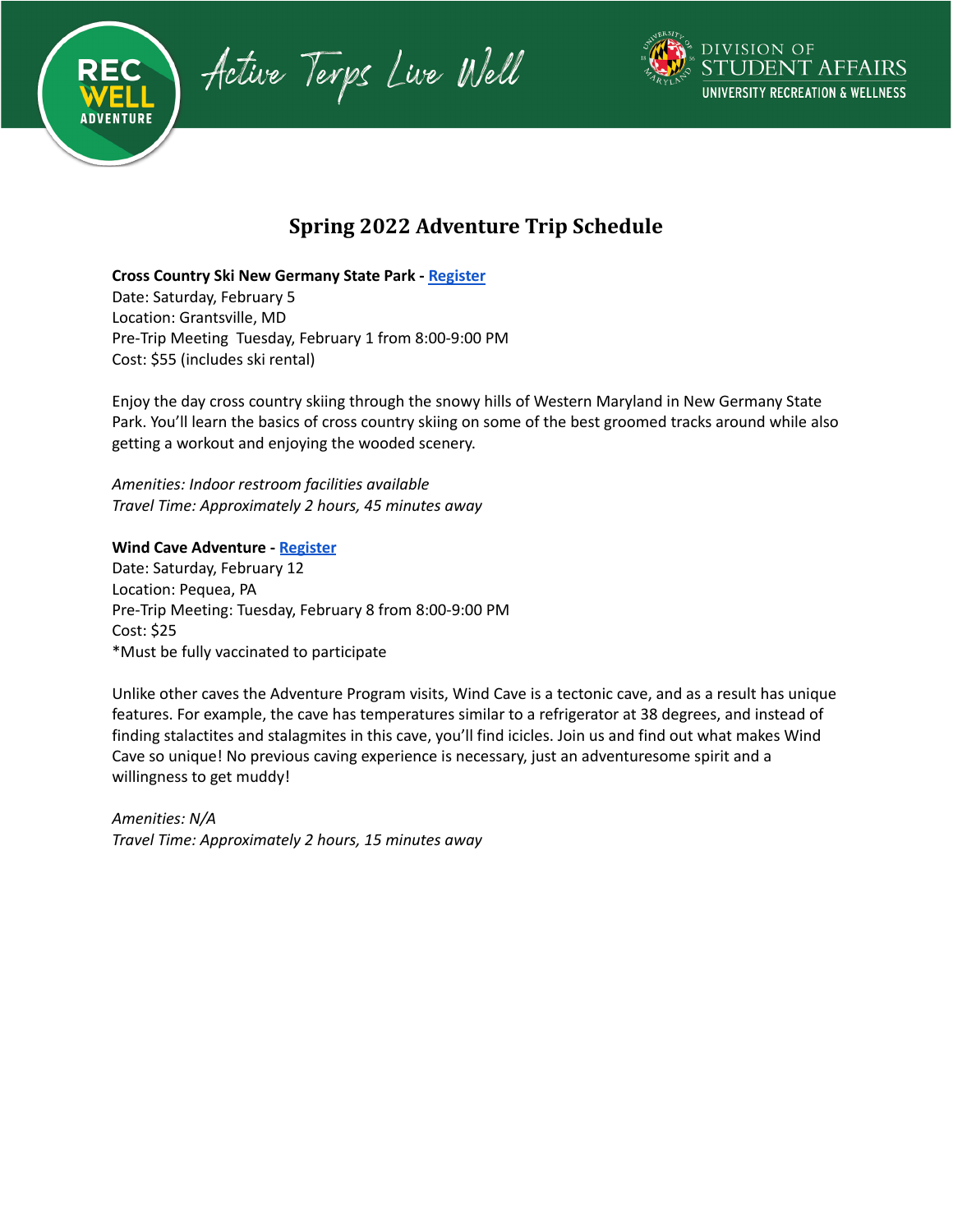# Spring 2022 Adventure Trip Schedule

**Cross Country Ski New Germany State Park - Register**
Date: Saturday, February 5
Location: Grantsville, MD
Pre-Trip Meeting  Tuesday, February 1 from 8:00-9:00 PM
Cost: $55 (includes ski rental)

Enjoy the day cross country skiing through the snowy hills of Western Maryland in New Germany State Park. You'll learn the basics of cross country skiing on some of the best groomed tracks around while also getting a workout and enjoying the wooded scenery.

*Amenities: Indoor restroom facilities available*
*Travel Time: Approximately 2 hours, 45 minutes away*

**Wind Cave Adventure - Register**
Date: Saturday, February 12
Location: Pequea, PA
Pre-Trip Meeting: Tuesday, February 8 from 8:00-9:00 PM
Cost: $25
*Must be fully vaccinated to participate

Unlike other caves the Adventure Program visits, Wind Cave is a tectonic cave, and as a result has unique features. For example, the cave has temperatures similar to a refrigerator at 38 degrees, and instead of finding stalactites and stalagmites in this cave, you'll find icicles. Join us and find out what makes Wind Cave so unique! No previous caving experience is necessary, just an adventuresome spirit and a willingness to get muddy!

*Amenities: N/A*
*Travel Time: Approximately 2 hours, 15 minutes away*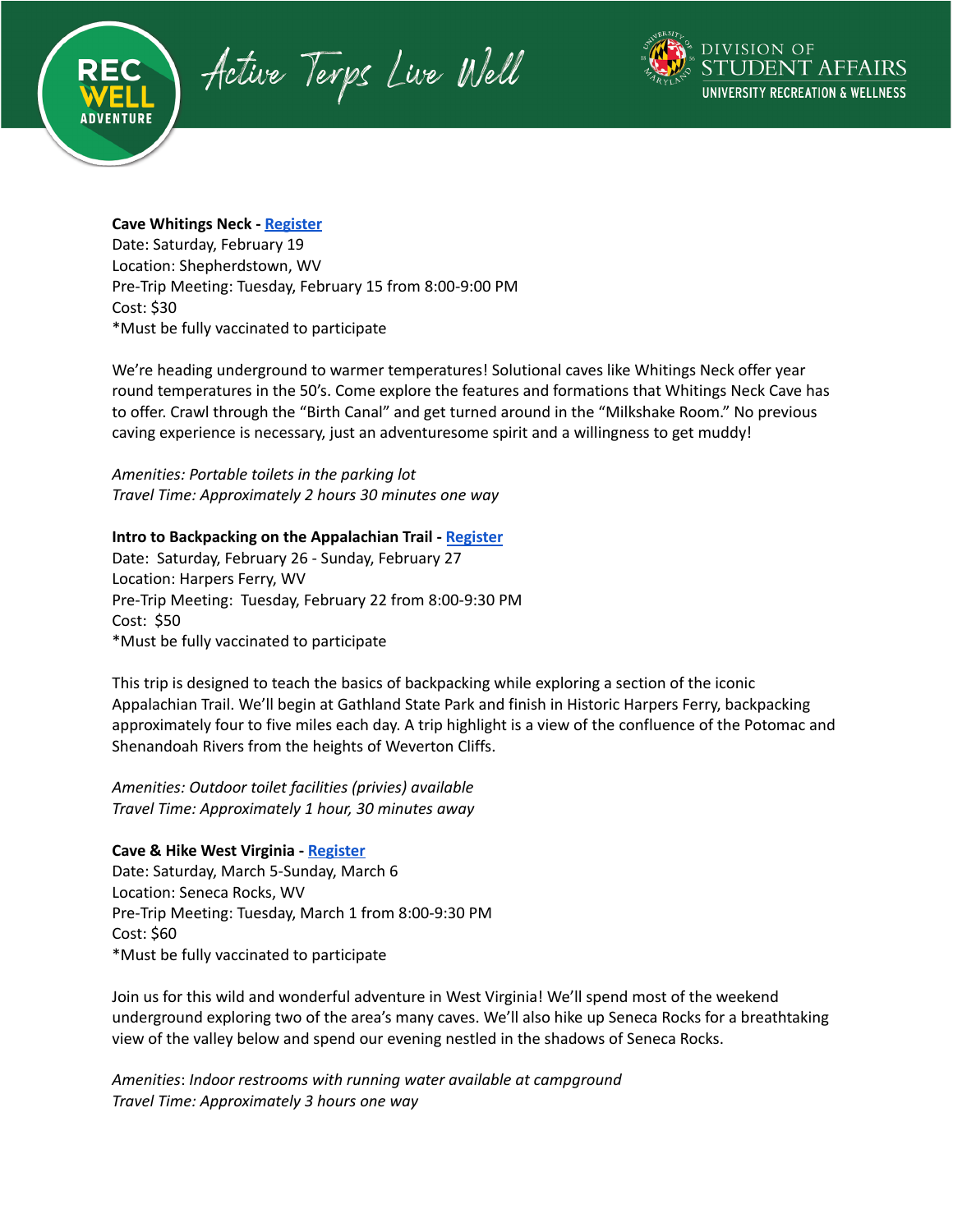**Cave Whitings Neck - Register**
Date: Saturday, February 19
Location: Shepherdstown, WV
Pre-Trip Meeting: Tuesday, February 15 from 8:00-9:00 PM
Cost: $30
*Must be fully vaccinated to participate

We're heading underground to warmer temperatures! Solutional caves like Whitings Neck offer year round temperatures in the 50's. Come explore the features and formations that Whitings Neck Cave has to offer. Crawl through the "Birth Canal" and get turned around in the "Milkshake Room." No previous caving experience is necessary, just an adventuresome spirit and a willingness to get muddy!

*Amenities: Portable toilets in the parking lot*
*Travel Time: Approximately 2 hours 30 minutes one way*

**Intro to Backpacking on the Appalachian Trail - Register**
Date: Saturday, February 26 - Sunday, February 27
Location: Harpers Ferry, WV
Pre-Trip Meeting: Tuesday, February 22 from 8:00-9:30 PM
Cost: $50
*Must be fully vaccinated to participate

This trip is designed to teach the basics of backpacking while exploring a section of the iconic Appalachian Trail. We'll begin at Gathland State Park and finish in Historic Harpers Ferry, backpacking approximately four to five miles each day. A trip highlight is a view of the confluence of the Potomac and Shenandoah Rivers from the heights of Weverton Cliffs.

*Amenities: Outdoor toilet facilities (privies) available*
*Travel Time: Approximately 1 hour, 30 minutes away*

**Cave & Hike West Virginia - Register**
Date: Saturday, March 5-Sunday, March 6
Location: Seneca Rocks, WV
Pre-Trip Meeting: Tuesday, March 1 from 8:00-9:30 PM
Cost: $60
*Must be fully vaccinated to participate

Join us for this wild and wonderful adventure in West Virginia! We'll spend most of the weekend underground exploring two of the area's many caves. We'll also hike up Seneca Rocks for a breathtaking view of the valley below and spend our evening nestled in the shadows of Seneca Rocks.

*Amenities*: *Indoor restrooms with running water available at campground*
*Travel Time: Approximately 3 hours one way*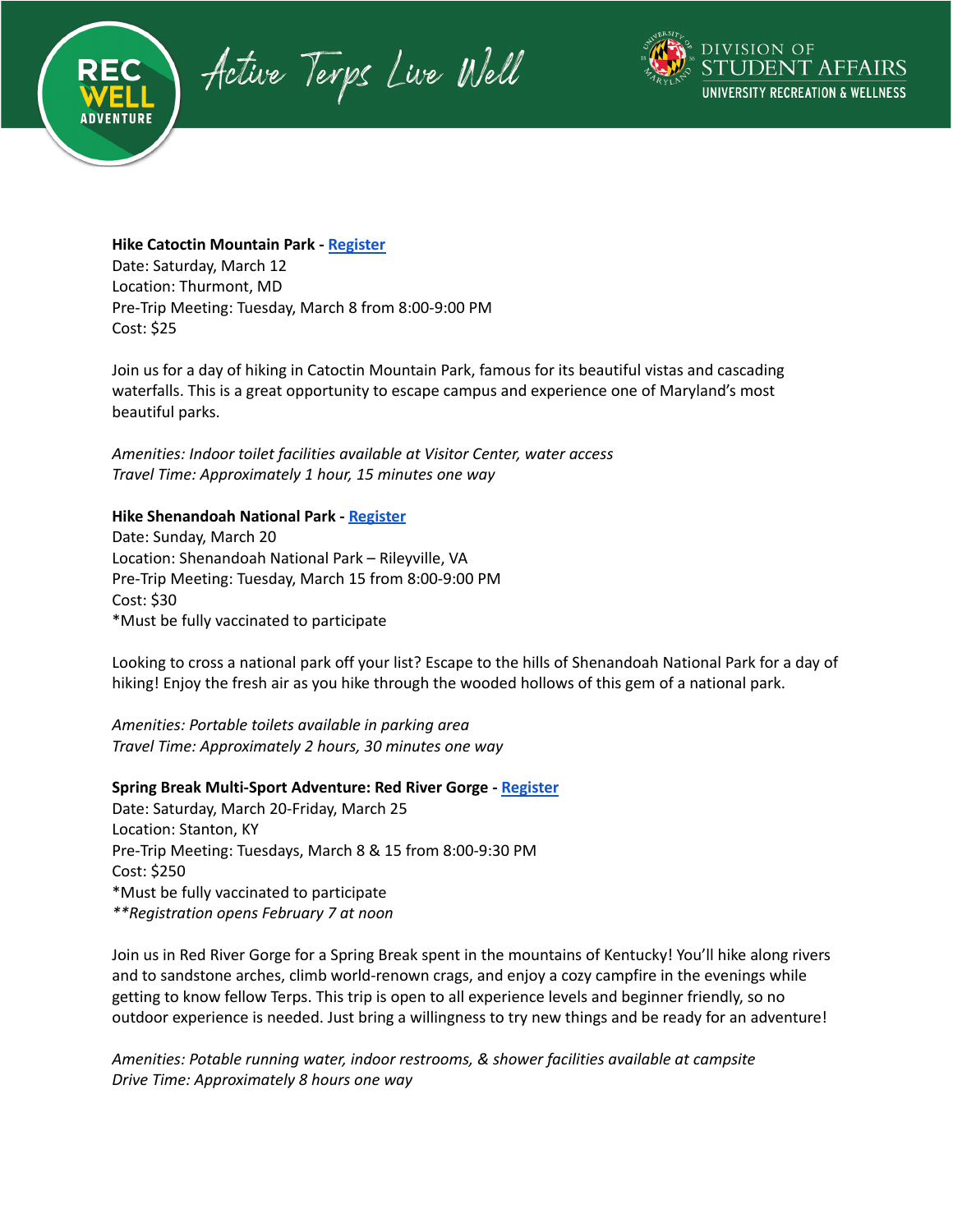**Hike Catoctin Mountain Park - Register**
Date: Saturday, March 12
Location: Thurmont, MD
Pre-Trip Meeting: Tuesday, March 8 from 8:00-9:00 PM
Cost: $25

Join us for a day of hiking in Catoctin Mountain Park, famous for its beautiful vistas and cascading waterfalls. This is a great opportunity to escape campus and experience one of Maryland's most beautiful parks.

*Amenities: Indoor toilet facilities available at Visitor Center, water access*
*Travel Time: Approximately 1 hour, 15 minutes one way*

**Hike Shenandoah National Park - Register**
Date: Sunday, March 20
Location: Shenandoah National Park – Rileyville, VA
Pre-Trip Meeting: Tuesday, March 15 from 8:00-9:00 PM
Cost: $30
*Must be fully vaccinated to participate

Looking to cross a national park off your list? Escape to the hills of Shenandoah National Park for a day of hiking! Enjoy the fresh air as you hike through the wooded hollows of this gem of a national park.

*Amenities: Portable toilets available in parking area*
*Travel Time: Approximately 2 hours, 30 minutes one way*

**Spring Break Multi-Sport Adventure: Red River Gorge - Register**
Date: Saturday, March 20-Friday, March 25
Location: Stanton, KY
Pre-Trip Meeting: Tuesdays, March 8 & 15 from 8:00-9:30 PM
Cost: $250
*Must be fully vaccinated to participate
***Registration opens February 7 at noon*

Join us in Red River Gorge for a Spring Break spent in the mountains of Kentucky! You'll hike along rivers and to sandstone arches, climb world-renown crags, and enjoy a cozy campfire in the evenings while getting to know fellow Terps. This trip is open to all experience levels and beginner friendly, so no outdoor experience is needed. Just bring a willingness to try new things and be ready for an adventure!

*Amenities: Potable running water, indoor restrooms, & shower facilities available at campsite*
*Drive Time: Approximately 8 hours one way*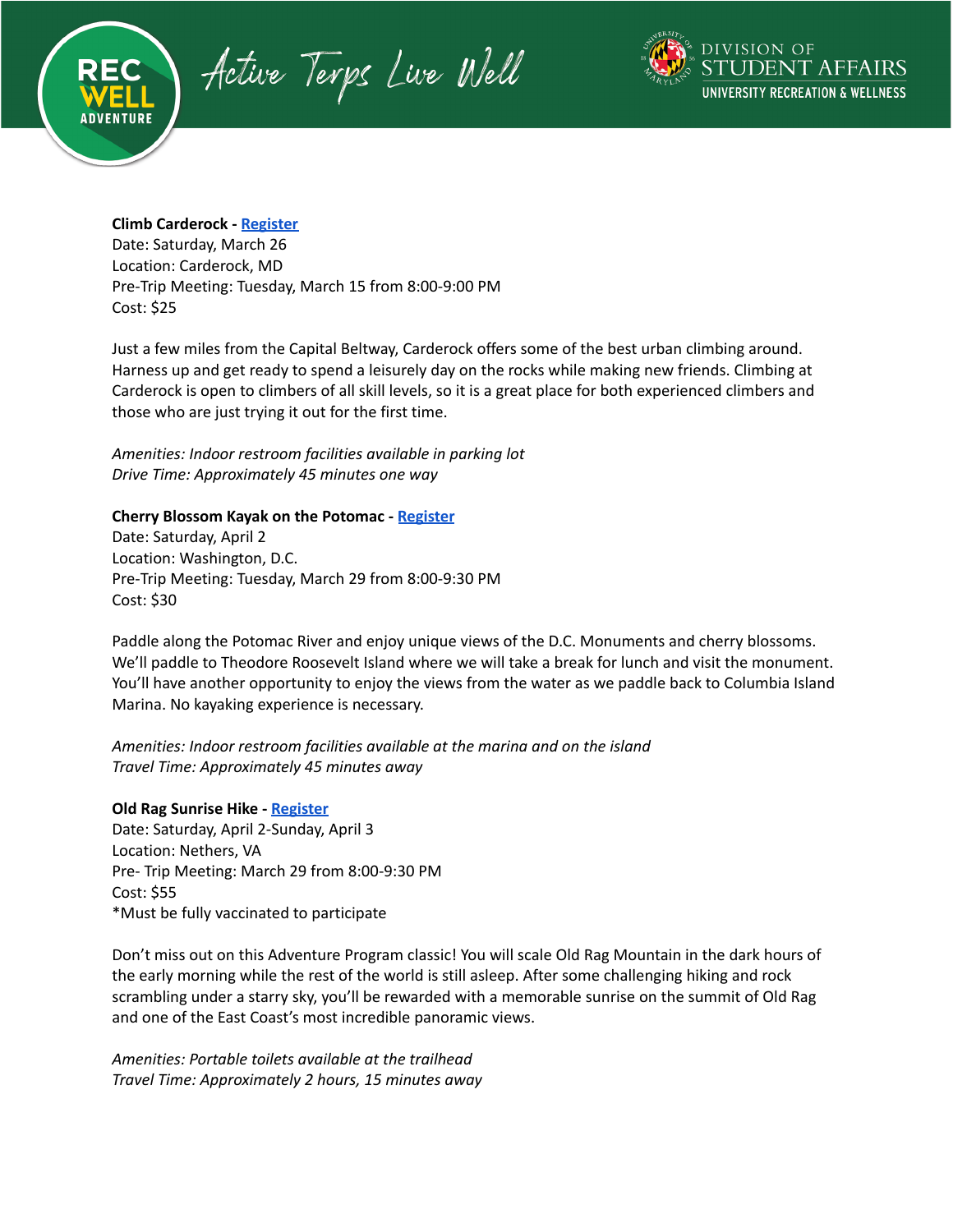**Climb Carderock** - **Register**
Date: Saturday, March 26
Location: Carderock, MD
Pre-Trip Meeting: Tuesday, March 15 from 8:00-9:00 PM
Cost: $25

Just a few miles from the Capital Beltway, Carderock offers some of the best urban climbing around. Harness up and get ready to spend a leisurely day on the rocks while making new friends. Climbing at Carderock is open to climbers of all skill levels, so it is a great place for both experienced climbers and those who are just trying it out for the first time.

*Amenities: Indoor restroom facilities available in parking lot*
*Drive Time: Approximately 45 minutes one way*

**Cherry Blossom Kayak on the Potomac** - **Register**
Date: Saturday, April 2
Location: Washington, D.C.
Pre-Trip Meeting: Tuesday, March 29 from 8:00-9:30 PM
Cost: $30

Paddle along the Potomac River and enjoy unique views of the D.C. Monuments and cherry blossoms. We'll paddle to Theodore Roosevelt Island where we will take a break for lunch and visit the monument. You'll have another opportunity to enjoy the views from the water as we paddle back to Columbia Island Marina. No kayaking experience is necessary.

*Amenities: Indoor restroom facilities available at the marina and on the island*
*Travel Time: Approximately 45 minutes away*

**Old Rag Sunrise Hike** - **Register**
Date: Saturday, April 2-Sunday, April 3
Location: Nethers, VA
Pre- Trip Meeting: March 29 from 8:00-9:30 PM
Cost: $55
*Must be fully vaccinated to participate

Don't miss out on this Adventure Program classic! You will scale Old Rag Mountain in the dark hours of the early morning while the rest of the world is still asleep. After some challenging hiking and rock scrambling under a starry sky, you'll be rewarded with a memorable sunrise on the summit of Old Rag and one of the East Coast's most incredible panoramic views.

*Amenities: Portable toilets available at the trailhead*
*Travel Time: Approximately 2 hours, 15 minutes away*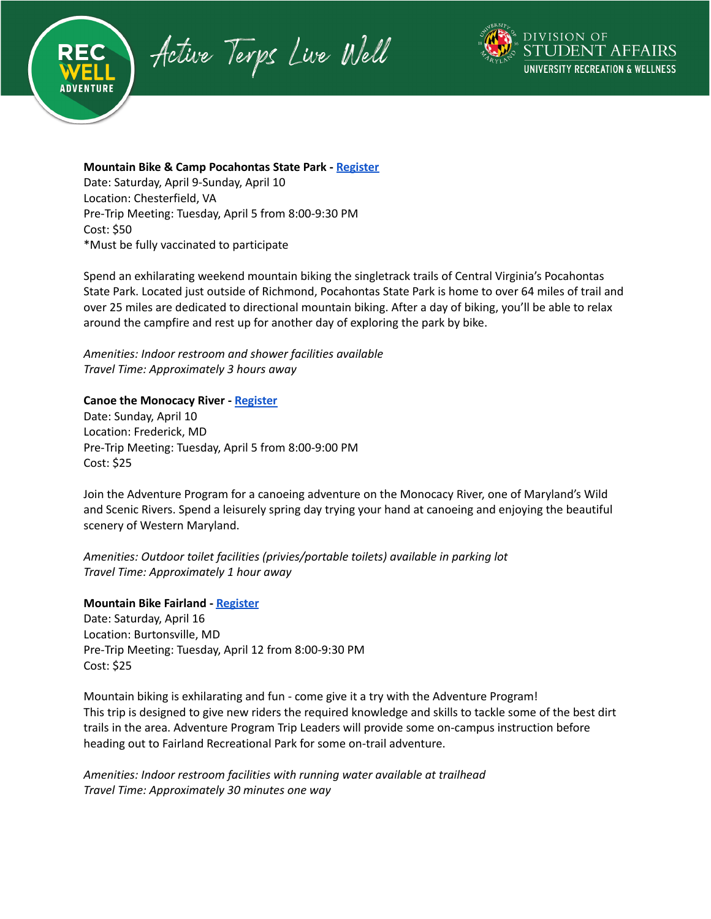**Mountain Bike & Camp Pocahontas State Park - [Register]**
Date: Saturday, April 9-Sunday, April 10
Location: Chesterfield, VA
Pre-Trip Meeting: Tuesday, April 5 from 8:00-9:30 PM
Cost: $50
*Must be fully vaccinated to participate

Spend an exhilarating weekend mountain biking the singletrack trails of Central Virginia's Pocahontas State Park. Located just outside of Richmond, Pocahontas State Park is home to over 64 miles of trail and over 25 miles are dedicated to directional mountain biking. After a day of biking, you'll be able to relax around the campfire and rest up for another day of exploring the park by bike.

*Amenities: Indoor restroom and shower facilities available*
*Travel Time: Approximately 3 hours away*

**Canoe the Monocacy River - [Register]**
Date: Sunday, April 10
Location: Frederick, MD
Pre-Trip Meeting: Tuesday, April 5 from 8:00-9:00 PM
Cost: $25

Join the Adventure Program for a canoeing adventure on the Monocacy River, one of Maryland's Wild and Scenic Rivers. Spend a leisurely spring day trying your hand at canoeing and enjoying the beautiful scenery of Western Maryland.

*Amenities: Outdoor toilet facilities (privies/portable toilets) available in parking lot*
*Travel Time: Approximately 1 hour away*

**Mountain Bike Fairland - [Register]**
Date: Saturday, April 16
Location: Burtonsville, MD
Pre-Trip Meeting: Tuesday, April 12 from 8:00-9:30 PM
Cost: $25

Mountain biking is exhilarating and fun - come give it a try with the Adventure Program!
This trip is designed to give new riders the required knowledge and skills to tackle some of the best dirt trails in the area. Adventure Program Trip Leaders will provide some on-campus instruction before heading out to Fairland Recreational Park for some on-trail adventure.

*Amenities: Indoor restroom facilities with running water available at trailhead*
*Travel Time: Approximately 30 minutes one way*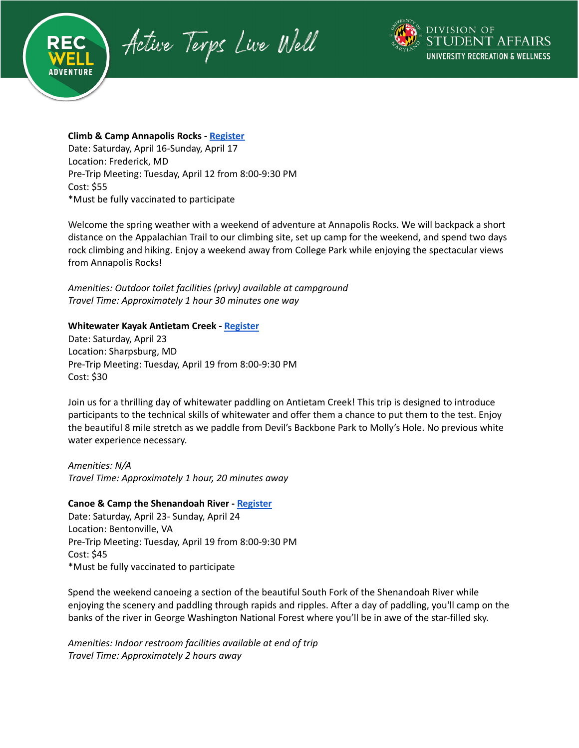**Climb & Camp Annapolis Rocks - Register**
Date: Saturday, April 16-Sunday, April 17
Location: Frederick, MD
Pre-Trip Meeting: Tuesday, April 12 from 8:00-9:30 PM
Cost: $55
*Must be fully vaccinated to participate

Welcome the spring weather with a weekend of adventure at Annapolis Rocks. We will backpack a short distance on the Appalachian Trail to our climbing site, set up camp for the weekend, and spend two days rock climbing and hiking. Enjoy a weekend away from College Park while enjoying the spectacular views from Annapolis Rocks!

*Amenities: Outdoor toilet facilities (privy) available at campground*
*Travel Time: Approximately 1 hour 30 minutes one way*

**Whitewater Kayak Antietam Creek - Register**
Date: Saturday, April 23
Location: Sharpsburg, MD
Pre-Trip Meeting: Tuesday, April 19 from 8:00-9:30 PM
Cost: $30

Join us for a thrilling day of whitewater paddling on Antietam Creek! This trip is designed to introduce participants to the technical skills of whitewater and offer them a chance to put them to the test. Enjoy the beautiful 8 mile stretch as we paddle from Devil's Backbone Park to Molly's Hole. No previous white water experience necessary.

*Amenities: N/A*
*Travel Time: Approximately 1 hour, 20 minutes away*

**Canoe & Camp the Shenandoah River - Register**
Date: Saturday, April 23- Sunday, April 24
Location: Bentonville, VA
Pre-Trip Meeting: Tuesday, April 19 from 8:00-9:30 PM
Cost: $45
*Must be fully vaccinated to participate

Spend the weekend canoeing a section of the beautiful South Fork of the Shenandoah River while enjoying the scenery and paddling through rapids and ripples. After a day of paddling, you'll camp on the banks of the river in George Washington National Forest where you'll be in awe of the star-filled sky.

*Amenities: Indoor restroom facilities available at end of trip*
*Travel Time: Approximately 2 hours away*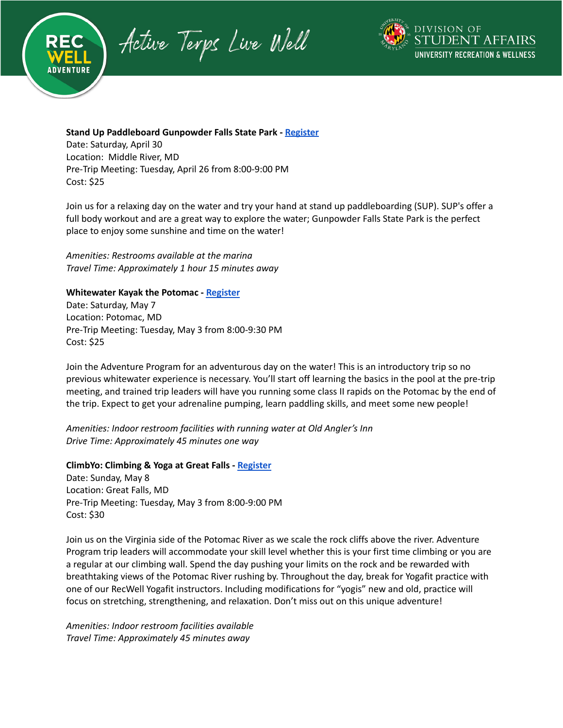**Stand Up Paddleboard Gunpowder Falls State Park - Register**
Date: Saturday, April 30
Location: Middle River, MD
Pre-Trip Meeting: Tuesday, April 26 from 8:00-9:00 PM
Cost: $25

Join us for a relaxing day on the water and try your hand at stand up paddleboarding (SUP). SUP's offer a full body workout and are a great way to explore the water; Gunpowder Falls State Park is the perfect place to enjoy some sunshine and time on the water!

*Amenities: Restrooms available at the marina*
*Travel Time: Approximately 1 hour 15 minutes away*

**Whitewater Kayak the Potomac - Register**
Date: Saturday, May 7
Location: Potomac, MD
Pre-Trip Meeting: Tuesday, May 3 from 8:00-9:30 PM
Cost: $25

Join the Adventure Program for an adventurous day on the water! This is an introductory trip so no previous whitewater experience is necessary. You'll start off learning the basics in the pool at the pre-trip meeting, and trained trip leaders will have you running some class II rapids on the Potomac by the end of the trip. Expect to get your adrenaline pumping, learn paddling skills, and meet some new people!

*Amenities: Indoor restroom facilities with running water at Old Angler's Inn*
*Drive Time: Approximately 45 minutes one way*

**ClimbYo: Climbing & Yoga at Great Falls - Register**
Date: Sunday, May 8
Location: Great Falls, MD
Pre-Trip Meeting: Tuesday, May 3 from 8:00-9:00 PM
Cost: $30

Join us on the Virginia side of the Potomac River as we scale the rock cliffs above the river. Adventure Program trip leaders will accommodate your skill level whether this is your first time climbing or you are a regular at our climbing wall. Spend the day pushing your limits on the rock and be rewarded with breathtaking views of the Potomac River rushing by. Throughout the day, break for Yogafit practice with one of our RecWell Yogafit instructors. Including modifications for "yogis" new and old, practice will focus on stretching, strengthening, and relaxation. Don't miss out on this unique adventure!

*Amenities: Indoor restroom facilities available*
*Travel Time: Approximately 45 minutes away*